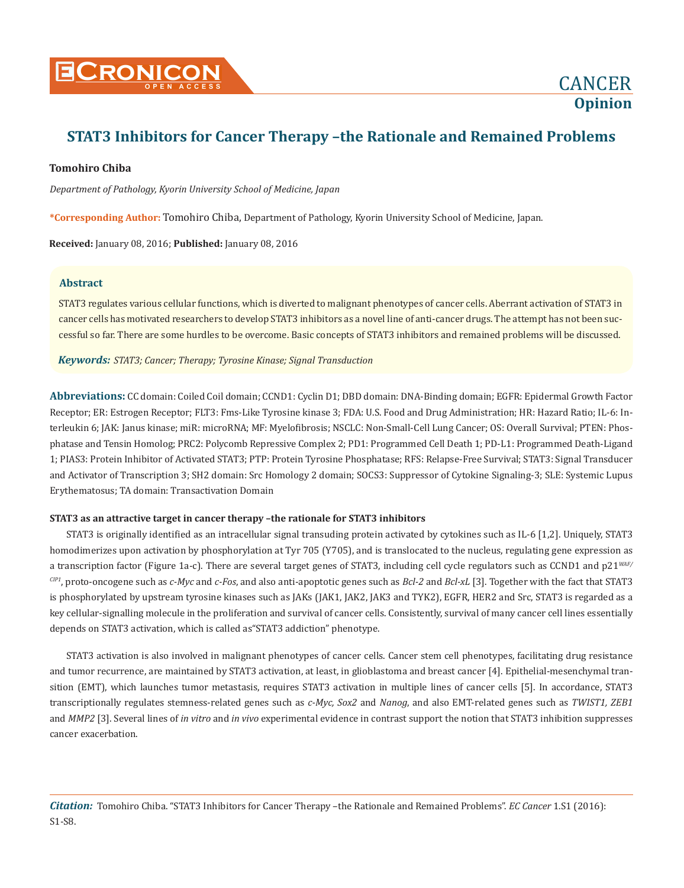# STAT3 Inhibitors for Cancer Therapy –the Rationale and Remained Problems

**Tomohiro Chiba**

*Department of Pathology, Kyorin University School of Medicine, Japan*

***Corresponding Author:** Tomohiro Chiba, Department of Pathology, Kyorin University School of Medicine, Japan.

**Received:** January 08, 2016; **Published:** January 08, 2016

## Abstract

STAT3 regulates various cellular functions, which is diverted to malignant phenotypes of cancer cells. Aberrant activation of STAT3 in cancer cells has motivated researchers to develop STAT3 inhibitors as a novel line of anti-cancer drugs. The attempt has not been successful so far. There are some hurdles to be overcome. Basic concepts of STAT3 inhibitors and remained problems will be discussed.

***Keywords:** STAT3; Cancer; Therapy; Tyrosine Kinase; Signal Transduction*

**Abbreviations:** CC domain: Coiled Coil domain; CCND1: Cyclin D1; DBD domain: DNA-Binding domain; EGFR: Epidermal Growth Factor Receptor; ER: Estrogen Receptor; FLT3: Fms-Like Tyrosine kinase 3; FDA: U.S. Food and Drug Administration; HR: Hazard Ratio; IL-6: Interleukin 6; JAK: Janus kinase; miR: microRNA; MF: Myelofibrosis; NSCLC: Non-Small-Cell Lung Cancer; OS: Overall Survival; PTEN: Phosphatase and Tensin Homolog; PRC2: Polycomb Repressive Complex 2; PD1: Programmed Cell Death 1; PD-L1: Programmed Death-Ligand 1; PIAS3: Protein Inhibitor of Activated STAT3; PTP: Protein Tyrosine Phosphatase; RFS: Relapse-Free Survival; STAT3: Signal Transducer and Activator of Transcription 3; SH2 domain: Src Homology 2 domain; SOCS3: Suppressor of Cytokine Signaling-3; SLE: Systemic Lupus Erythematosus; TA domain: Transactivation Domain

### STAT3 as an attractive target in cancer therapy –the rationale for STAT3 inhibitors

STAT3 is originally identified as an intracellular signal transuding protein activated by cytokines such as IL-6 [1,2]. Uniquely, STAT3 homodimerizes upon activation by phosphorylation at Tyr 705 (Y705), and is translocated to the nucleus, regulating gene expression as a transcription factor (Figure 1a-c). There are several target genes of STAT3, including cell cycle regulators such as CCND1 and p21$^{WAF/CIP1}$, proto-oncogene such as *c-Myc* and *c-Fos*, and also anti-apoptotic genes such as *Bcl-2* and *Bcl-xL* [3]. Together with the fact that STAT3 is phosphorylated by upstream tyrosine kinases such as JAKs (JAK1, JAK2, JAK3 and TYK2), EGFR, HER2 and Src, STAT3 is regarded as a key cellular-signalling molecule in the proliferation and survival of cancer cells. Consistently, survival of many cancer cell lines essentially depends on STAT3 activation, which is called as"STAT3 addiction" phenotype.

STAT3 activation is also involved in malignant phenotypes of cancer cells. Cancer stem cell phenotypes, facilitating drug resistance and tumor recurrence, are maintained by STAT3 activation, at least, in glioblastoma and breast cancer [4]. Epithelial-mesenchymal transition (EMT), which launches tumor metastasis, requires STAT3 activation in multiple lines of cancer cells [5]. In accordance, STAT3 transcriptionally regulates stemness-related genes such as *c-Myc, Sox2* and *Nanog*, and also EMT-related genes such as *TWIST1, ZEB1* and *MMP2* [3]. Several lines of *in vitro* and *in vivo* experimental evidence in contrast support the notion that STAT3 inhibition suppresses cancer exacerbation.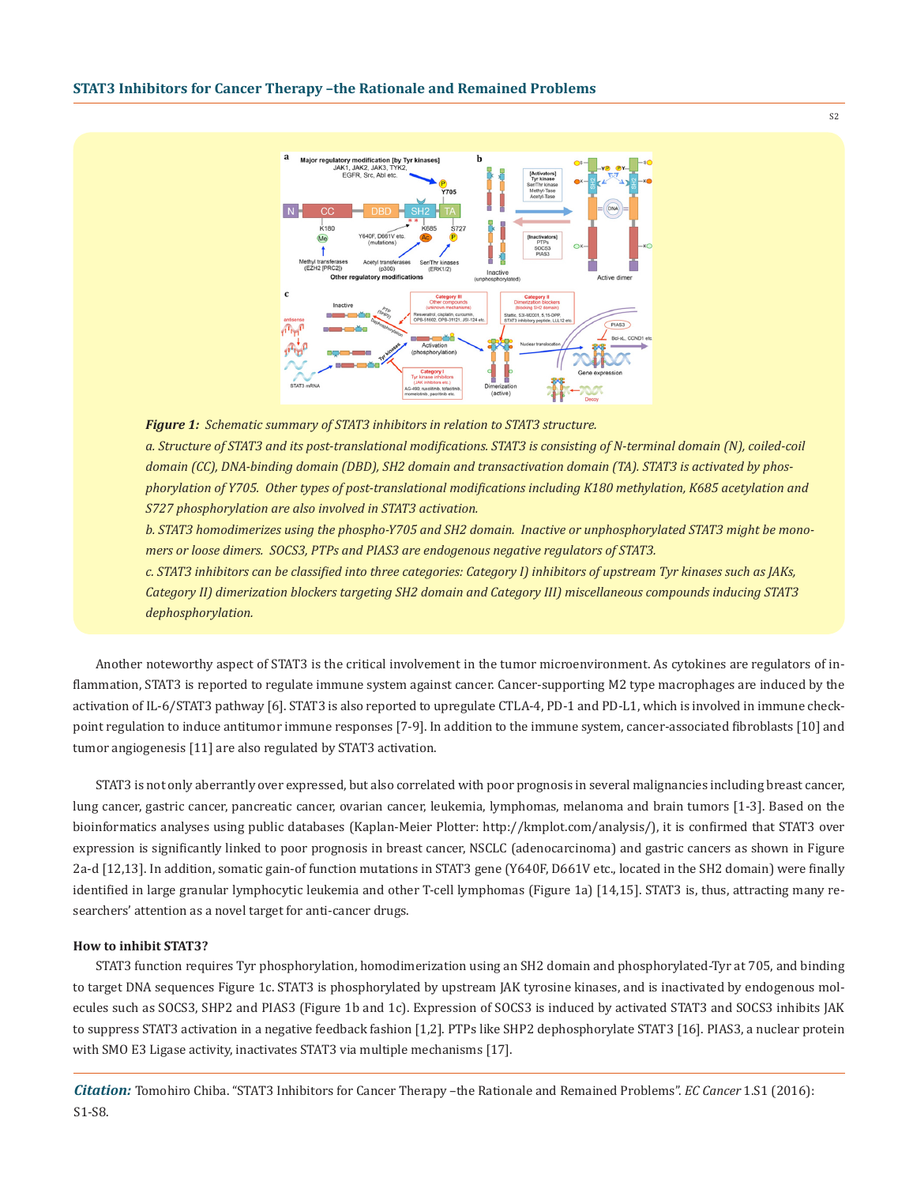*Figure 1: Schematic summary of STAT3 inhibitors in relation to STAT3 structure.*

*a. Structure of STAT3 and its post-translational modifications. STAT3 is consisting of N-terminal domain (N), coiled-coil domain (CC), DNA-binding domain (DBD), SH2 domain and transactivation domain (TA). STAT3 is activated by phosphorylation of Y705. Other types of post-translational modifications including K180 methylation, K685 acetylation and S727 phosphorylation are also involved in STAT3 activation.*

*b. STAT3 homodimerizes using the phospho-Y705 and SH2 domain. Inactive or unphosphorylated STAT3 might be monomers or loose dimers. SOCS3, PTPs and PIAS3 are endogenous negative regulators of STAT3.*

*c. STAT3 inhibitors can be classified into three categories: Category I) inhibitors of upstream Tyr kinases such as JAKs, Category II) dimerization blockers targeting SH2 domain and Category III) miscellaneous compounds inducing STAT3 dephosphorylation.*

Another noteworthy aspect of STAT3 is the critical involvement in the tumor microenvironment. As cytokines are regulators of inflammation, STAT3 is reported to regulate immune system against cancer. Cancer-supporting M2 type macrophages are induced by the activation of IL-6/STAT3 pathway [6]. STAT3 is also reported to upregulate CTLA-4, PD-1 and PD-L1, which is involved in immune checkpoint regulation to induce antitumor immune responses [7-9]. In addition to the immune system, cancer-associated fibroblasts [10] and tumor angiogenesis [11] are also regulated by STAT3 activation.

STAT3 is not only aberrantly over expressed, but also correlated with poor prognosis in several malignancies including breast cancer, lung cancer, gastric cancer, pancreatic cancer, ovarian cancer, leukemia, lymphomas, melanoma and brain tumors [1-3]. Based on the bioinformatics analyses using public databases (Kaplan-Meier Plotter: http://kmplot.com/analysis/), it is confirmed that STAT3 over expression is significantly linked to poor prognosis in breast cancer, NSCLC (adenocarcinoma) and gastric cancers as shown in Figure 2a-d [12,13]. In addition, somatic gain-of function mutations in STAT3 gene (Y640F, D661V etc., located in the SH2 domain) were finally identified in large granular lymphocytic leukemia and other T-cell lymphomas (Figure 1a) [14,15]. STAT3 is, thus, attracting many researchers' attention as a novel target for anti-cancer drugs.

**How to inhibit STAT3?**

STAT3 function requires Tyr phosphorylation, homodimerization using an SH2 domain and phosphorylated-Tyr at 705, and binding to target DNA sequences Figure 1c. STAT3 is phosphorylated by upstream JAK tyrosine kinases, and is inactivated by endogenous molecules such as SOCS3, SHP2 and PIAS3 (Figure 1b and 1c). Expression of SOCS3 is induced by activated STAT3 and SOCS3 inhibits JAK to suppress STAT3 activation in a negative feedback fashion [1,2]. PTPs like SHP2 dephosphorylate STAT3 [16]. PIAS3, a nuclear protein with SMO E3 Ligase activity, inactivates STAT3 via multiple mechanisms [17].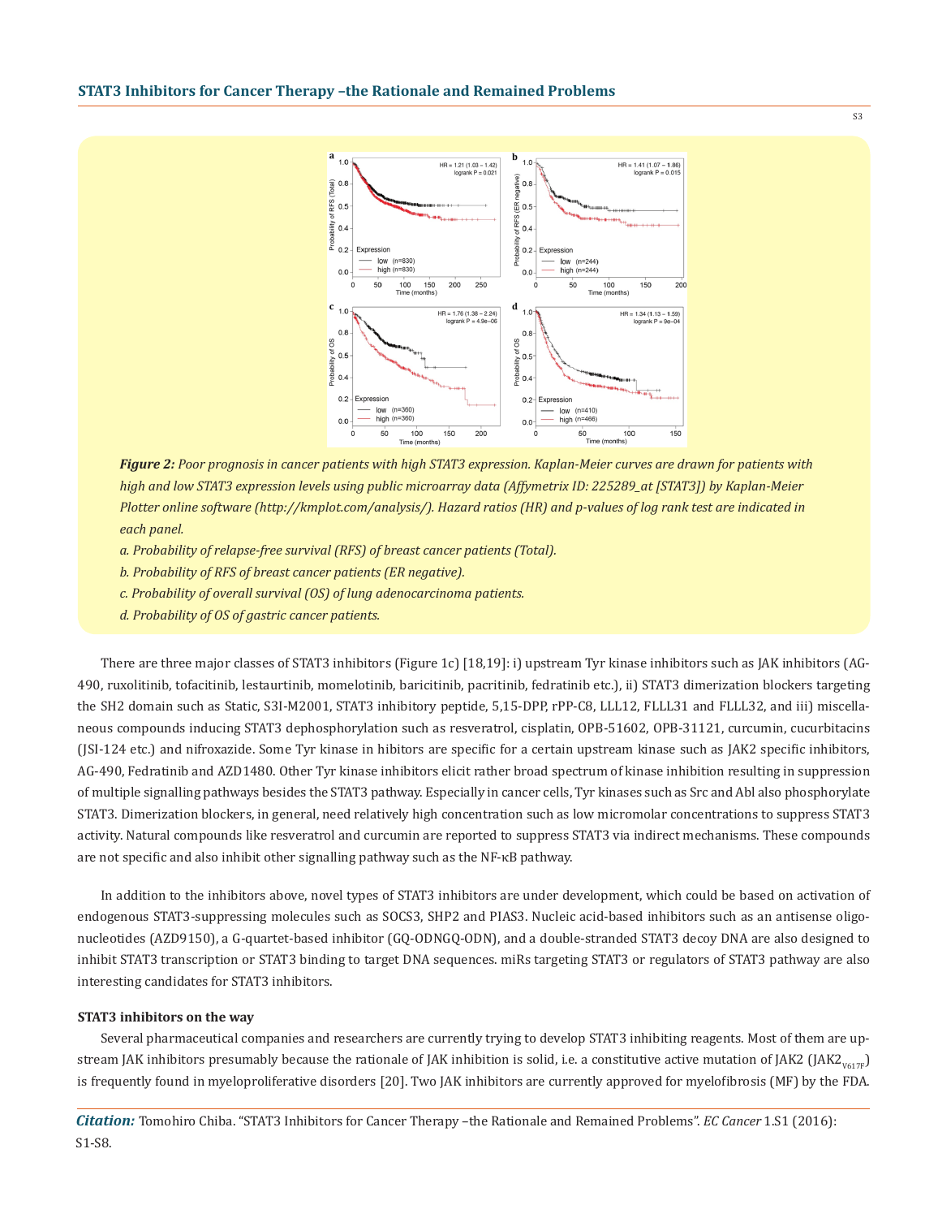a

HR = 1.21 (1.03 − 1.42)
logrank P = 0.021

Probability of RFS (Total)

1.0
0.8
0.5
0.4
0.2
0.0

Expression
low (n=830)
high (n=830)

0 50 100 150 200 250
Time (months)

b

HR = 1.41 (1.07 − 1.86)
logrank P = 0.015

Probability of RFS (ER negative)

1.0
0.8
0.5
0.4
0.2
0.0

Expression
low (n=244)
high (n=244)

0 50 100 150 200
Time (months)

c

HR = 1.76 (1.38 − 2.24)
logrank P = 4.9e−06

Probability of OS

1.0
0.8
0.5
0.4
0.2
0.0

Expression
low (n=360)
high (n=360)

0 50 100 150 200
Time (months)

d

HR = 1.34 (1.13 − 1.59)
logrank P = 9e−04

Probability of OS

1.0
0.8
0.5
0.4
0.2
0.0

Expression
low (n=410)
high (n=466)

0 50 100 150
Time (months)

***Figure 2:*** *Poor prognosis in cancer patients with high STAT3 expression. Kaplan-Meier curves are drawn for patients with high and low STAT3 expression levels using public microarray data (Affymetrix ID: 225289_at [STAT3]) by Kaplan-Meier Plotter online software (http://kmplot.com/analysis/). Hazard ratios (HR) and p-values of log rank test are indicated in each panel.*

*a. Probability of relapse-free survival (RFS) of breast cancer patients (Total).*

*b. Probability of RFS of breast cancer patients (ER negative).*

*c. Probability of overall survival (OS) of lung adenocarcinoma patients.*

*d. Probability of OS of gastric cancer patients.*

There are three major classes of STAT3 inhibitors (Figure 1c) [18,19]: i) upstream Tyr kinase inhibitors such as JAK inhibitors (AG-490, ruxolitinib, tofacitinib, lestaurtinib, momelotinib, baricitinib, pacritinib, fedratinib etc.), ii) STAT3 dimerization blockers targeting the SH2 domain such as Static, S3I-M2001, STAT3 inhibitory peptide, 5,15-DPP, rPP-C8, LLL12, FLLL31 and FLLL32, and iii) miscellaneous compounds inducing STAT3 dephosphorylation such as resveratrol, cisplatin, OPB-51602, OPB-31121, curcumin, cucurbitacins (JSI-124 etc.) and nifroxazide. Some Tyr kinase in hibitors are specific for a certain upstream kinase such as JAK2 specific inhibitors, AG-490, Fedratinib and AZD1480. Other Tyr kinase inhibitors elicit rather broad spectrum of kinase inhibition resulting in suppression of multiple signalling pathways besides the STAT3 pathway. Especially in cancer cells, Tyr kinases such as Src and Abl also phosphorylate STAT3. Dimerization blockers, in general, need relatively high concentration such as low micromolar concentrations to suppress STAT3 activity. Natural compounds like resveratrol and curcumin are reported to suppress STAT3 via indirect mechanisms. These compounds are not specific and also inhibit other signalling pathway such as the NF-κB pathway.

In addition to the inhibitors above, novel types of STAT3 inhibitors are under development, which could be based on activation of endogenous STAT3-suppressing molecules such as SOCS3, SHP2 and PIAS3. Nucleic acid-based inhibitors such as an antisense oligonucleotides (AZD9150), a G-quartet-based inhibitor (GQ-ODNGQ-ODN), and a double-stranded STAT3 decoy DNA are also designed to inhibit STAT3 transcription or STAT3 binding to target DNA sequences. miRs targeting STAT3 or regulators of STAT3 pathway are also interesting candidates for STAT3 inhibitors.

**STAT3 inhibitors on the way**

Several pharmaceutical companies and researchers are currently trying to develop STAT3 inhibiting reagents. Most of them are upstream JAK inhibitors presumably because the rationale of JAK inhibition is solid, i.e. a constitutive active mutation of JAK2 ($JAK2_{V617F}$) is frequently found in myeloproliferative disorders [20]. Two JAK inhibitors are currently approved for myelofibrosis (MF) by the FDA.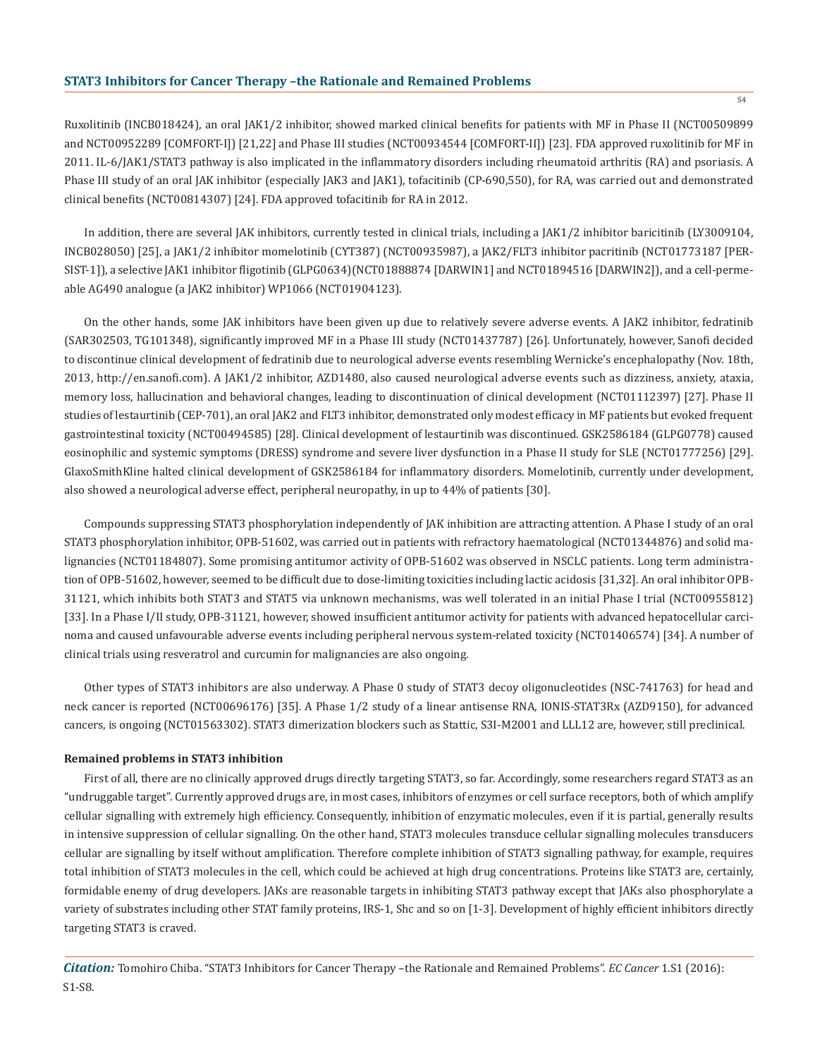Ruxolitinib (INCB018424), an oral JAK1/2 inhibitor, showed marked clinical benefits for patients with MF in Phase II (NCT00509899 and NCT00952289 [COMFORT-I]) [21,22] and Phase III studies (NCT00934544 [COMFORT-II]) [23]. FDA approved ruxolitinib for MF in 2011. IL-6/JAK1/STAT3 pathway is also implicated in the inflammatory disorders including rheumatoid arthritis (RA) and psoriasis. A Phase III study of an oral JAK inhibitor (especially JAK3 and JAK1), tofacitinib (CP-690,550), for RA, was carried out and demonstrated clinical benefits (NCT00814307) [24]. FDA approved tofacitinib for RA in 2012.

In addition, there are several JAK inhibitors, currently tested in clinical trials, including a JAK1/2 inhibitor baricitinib (LY3009104, INCB028050) [25], a JAK1/2 inhibitor momelotinib (CYT387) (NCT00935987), a JAK2/FLT3 inhibitor pacritinib (NCT01773187 [PERSIST-1]), a selective JAK1 inhibitor fligotinib (GLPG0634)(NCT01888874 [DARWIN1] and NCT01894516 [DARWIN2]), and a cell-permeable AG490 analogue (a JAK2 inhibitor) WP1066 (NCT01904123).

On the other hands, some JAK inhibitors have been given up due to relatively severe adverse events. A JAK2 inhibitor, fedratinib (SAR302503, TG101348), significantly improved MF in a Phase III study (NCT01437787) [26]. Unfortunately, however, Sanofi decided to discontinue clinical development of fedratinib due to neurological adverse events resembling Wernicke's encephalopathy (Nov. 18th, 2013, http://en.sanofi.com). A JAK1/2 inhibitor, AZD1480, also caused neurological adverse events such as dizziness, anxiety, ataxia, memory loss, hallucination and behavioral changes, leading to discontinuation of clinical development (NCT01112397) [27]. Phase II studies of lestaurtinib (CEP-701), an oral JAK2 and FLT3 inhibitor, demonstrated only modest efficacy in MF patients but evoked frequent gastrointestinal toxicity (NCT00494585) [28]. Clinical development of lestaurtinib was discontinued. GSK2586184 (GLPG0778) caused eosinophilic and systemic symptoms (DRESS) syndrome and severe liver dysfunction in a Phase II study for SLE (NCT01777256) [29]. GlaxoSmithKline halted clinical development of GSK2586184 for inflammatory disorders. Momelotinib, currently under development, also showed a neurological adverse effect, peripheral neuropathy, in up to 44% of patients [30].

Compounds suppressing STAT3 phosphorylation independently of JAK inhibition are attracting attention. A Phase I study of an oral STAT3 phosphorylation inhibitor, OPB-51602, was carried out in patients with refractory haematological (NCT01344876) and solid malignancies (NCT01184807). Some promising antitumor activity of OPB-51602 was observed in NSCLC patients. Long term administration of OPB-51602, however, seemed to be difficult due to dose-limiting toxicities including lactic acidosis [31,32]. An oral inhibitor OPB-31121, which inhibits both STAT3 and STAT5 via unknown mechanisms, was well tolerated in an initial Phase I trial (NCT00955812) [33]. In a Phase I/II study, OPB-31121, however, showed insufficient antitumor activity for patients with advanced hepatocellular carcinoma and caused unfavourable adverse events including peripheral nervous system-related toxicity (NCT01406574) [34]. A number of clinical trials using resveratrol and curcumin for malignancies are also ongoing.

Other types of STAT3 inhibitors are also underway. A Phase 0 study of STAT3 decoy oligonucleotides (NSC-741763) for head and neck cancer is reported (NCT00696176) [35]. A Phase 1/2 study of a linear antisense RNA, IONIS-STAT3Rx (AZD9150), for advanced cancers, is ongoing (NCT01563302). STAT3 dimerization blockers such as Stattic, S3I-M2001 and LLL12 are, however, still preclinical.

**Remained problems in STAT3 inhibition**

First of all, there are no clinically approved drugs directly targeting STAT3, so far. Accordingly, some researchers regard STAT3 as an "undruggable target". Currently approved drugs are, in most cases, inhibitors of enzymes or cell surface receptors, both of which amplify cellular signalling with extremely high efficiency. Consequently, inhibition of enzymatic molecules, even if it is partial, generally results in intensive suppression of cellular signalling. On the other hand, STAT3 molecules transduce cellular signalling molecules transducers cellular are signalling by itself without amplification. Therefore complete inhibition of STAT3 signalling pathway, for example, requires total inhibition of STAT3 molecules in the cell, which could be achieved at high drug concentrations. Proteins like STAT3 are, certainly, formidable enemy of drug developers. JAKs are reasonable targets in inhibiting STAT3 pathway except that JAKs also phosphorylate a variety of substrates including other STAT family proteins, IRS-1, Shc and so on [1-3]. Development of highly efficient inhibitors directly targeting STAT3 is craved.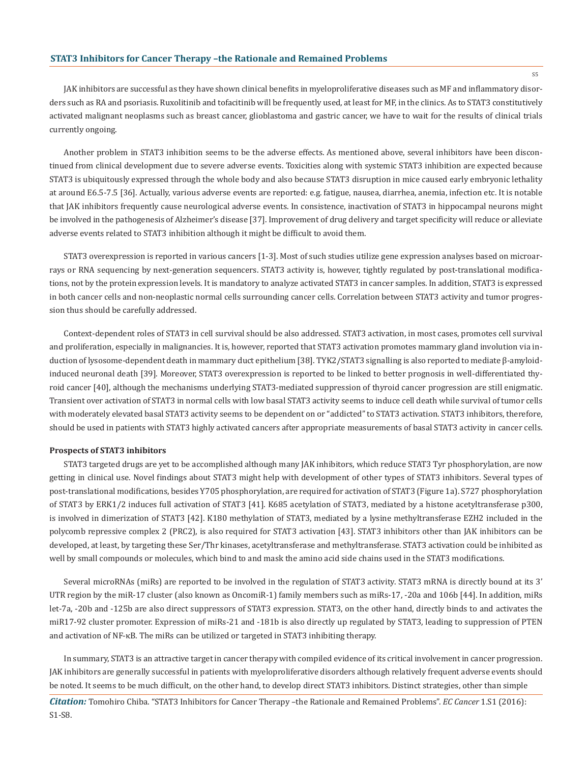JAK inhibitors are successful as they have shown clinical benefits in myeloproliferative diseases such as MF and inflammatory disorders such as RA and psoriasis. Ruxolitinib and tofacitinib will be frequently used, at least for MF, in the clinics. As to STAT3 constitutively activated malignant neoplasms such as breast cancer, glioblastoma and gastric cancer, we have to wait for the results of clinical trials currently ongoing.

Another problem in STAT3 inhibition seems to be the adverse effects. As mentioned above, several inhibitors have been discontinued from clinical development due to severe adverse events. Toxicities along with systemic STAT3 inhibition are expected because STAT3 is ubiquitously expressed through the whole body and also because STAT3 disruption in mice caused early embryonic lethality at around E6.5-7.5 [36]. Actually, various adverse events are reported: e.g. fatigue, nausea, diarrhea, anemia, infection etc. It is notable that JAK inhibitors frequently cause neurological adverse events. In consistence, inactivation of STAT3 in hippocampal neurons might be involved in the pathogenesis of Alzheimer's disease [37]. Improvement of drug delivery and target specificity will reduce or alleviate adverse events related to STAT3 inhibition although it might be difficult to avoid them.

STAT3 overexpression is reported in various cancers [1-3]. Most of such studies utilize gene expression analyses based on microarrays or RNA sequencing by next-generation sequencers. STAT3 activity is, however, tightly regulated by post-translational modifications, not by the protein expression levels. It is mandatory to analyze activated STAT3 in cancer samples. In addition, STAT3 is expressed in both cancer cells and non-neoplastic normal cells surrounding cancer cells. Correlation between STAT3 activity and tumor progression thus should be carefully addressed.

Context-dependent roles of STAT3 in cell survival should be also addressed. STAT3 activation, in most cases, promotes cell survival and proliferation, especially in malignancies. It is, however, reported that STAT3 activation promotes mammary gland involution via induction of lysosome-dependent death in mammary duct epithelium [38]. TYK2/STAT3 signalling is also reported to mediate β-amyloid-induced neuronal death [39]. Moreover, STAT3 overexpression is reported to be linked to better prognosis in well-differentiated thyroid cancer [40], although the mechanisms underlying STAT3-mediated suppression of thyroid cancer progression are still enigmatic. Transient over activation of STAT3 in normal cells with low basal STAT3 activity seems to induce cell death while survival of tumor cells with moderately elevated basal STAT3 activity seems to be dependent on or "addicted" to STAT3 activation. STAT3 inhibitors, therefore, should be used in patients with STAT3 highly activated cancers after appropriate measurements of basal STAT3 activity in cancer cells.

**Prospects of STAT3 inhibitors**

STAT3 targeted drugs are yet to be accomplished although many JAK inhibitors, which reduce STAT3 Tyr phosphorylation, are now getting in clinical use. Novel findings about STAT3 might help with development of other types of STAT3 inhibitors. Several types of post-translational modifications, besides Y705 phosphorylation, are required for activation of STAT3 (Figure 1a). S727 phosphorylation of STAT3 by ERK1/2 induces full activation of STAT3 [41]. K685 acetylation of STAT3, mediated by a histone acetyltransferase p300, is involved in dimerization of STAT3 [42]. K180 methylation of STAT3, mediated by a lysine methyltransferase EZH2 included in the polycomb repressive complex 2 (PRC2), is also required for STAT3 activation [43]. STAT3 inhibitors other than JAK inhibitors can be developed, at least, by targeting these Ser/Thr kinases, acetyltransferase and methyltransferase. STAT3 activation could be inhibited as well by small compounds or molecules, which bind to and mask the amino acid side chains used in the STAT3 modifications.

Several microRNAs (miRs) are reported to be involved in the regulation of STAT3 activity. STAT3 mRNA is directly bound at its 3' UTR region by the miR-17 cluster (also known as OncomiR-1) family members such as miRs-17, -20a and 106b [44]. In addition, miRs let-7a, -20b and -125b are also direct suppressors of STAT3 expression. STAT3, on the other hand, directly binds to and activates the miR17-92 cluster promoter. Expression of miRs-21 and -181b is also directly up regulated by STAT3, leading to suppression of PTEN and activation of NF-κB. The miRs can be utilized or targeted in STAT3 inhibiting therapy.

In summary, STAT3 is an attractive target in cancer therapy with compiled evidence of its critical involvement in cancer progression. JAK inhibitors are generally successful in patients with myeloproliferative disorders although relatively frequent adverse events should be noted. It seems to be much difficult, on the other hand, to develop direct STAT3 inhibitors. Distinct strategies, other than simple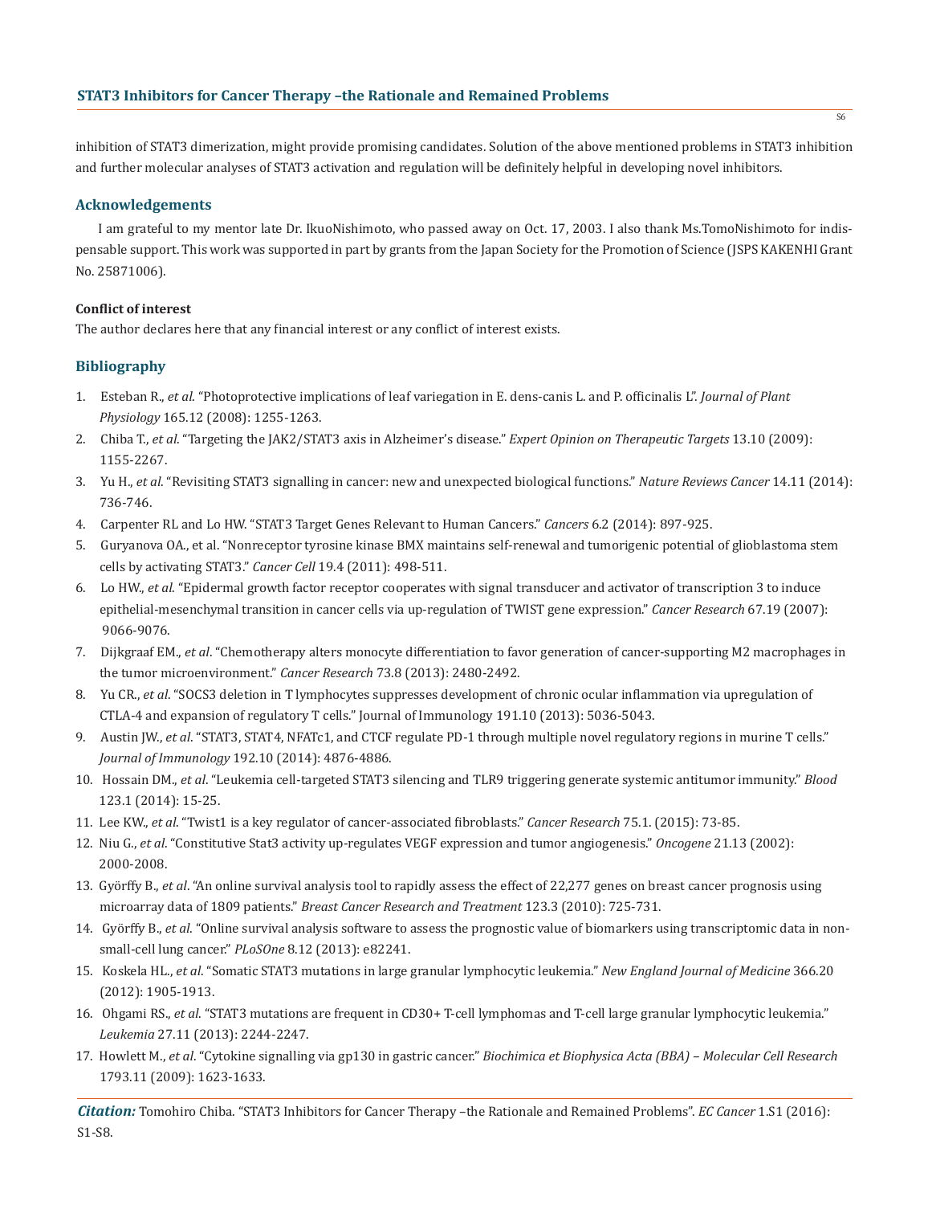inhibition of STAT3 dimerization, might provide promising candidates. Solution of the above mentioned problems in STAT3 inhibition and further molecular analyses of STAT3 activation and regulation will be definitely helpful in developing novel inhibitors.

## Acknowledgements

I am grateful to my mentor late Dr. IkuoNishimoto, who passed away on Oct. 17, 2003. I also thank Ms.TomoNishimoto for indispensable support. This work was supported in part by grants from the Japan Society for the Promotion of Science (JSPS KAKENHI Grant No. 25871006).

**Conflict of interest**

The author declares here that any financial interest or any conflict of interest exists.

## Bibliography

1. Esteban R., *et al*. "Photoprotective implications of leaf variegation in E. dens-canis L. and P. officinalis L". *Journal of Plant Physiology* 165.12 (2008): 1255-1263.
2. Chiba T., *et al*. "Targeting the JAK2/STAT3 axis in Alzheimer's disease." *Expert Opinion on Therapeutic Targets* 13.10 (2009): 1155-2267.
3. Yu H., *et al*. "Revisiting STAT3 signalling in cancer: new and unexpected biological functions." *Nature Reviews Cancer* 14.11 (2014): 736-746.
4. Carpenter RL and Lo HW. "STAT3 Target Genes Relevant to Human Cancers." *Cancers* 6.2 (2014): 897-925.
5. Guryanova OA., et al. "Nonreceptor tyrosine kinase BMX maintains self-renewal and tumorigenic potential of glioblastoma stem cells by activating STAT3." *Cancer Cell* 19.4 (2011): 498-511.
6. Lo HW., *et al*. "Epidermal growth factor receptor cooperates with signal transducer and activator of transcription 3 to induce epithelial-mesenchymal transition in cancer cells via up-regulation of TWIST gene expression." *Cancer Research* 67.19 (2007): 9066-9076.
7. Dijkgraaf EM., *et al*. "Chemotherapy alters monocyte differentiation to favor generation of cancer-supporting M2 macrophages in the tumor microenvironment." *Cancer Research* 73.8 (2013): 2480-2492.
8. Yu CR., *et al*. "SOCS3 deletion in T lymphocytes suppresses development of chronic ocular inflammation via upregulation of CTLA-4 and expansion of regulatory T cells." Journal of Immunology 191.10 (2013): 5036-5043.
9. Austin JW., *et al*. "STAT3, STAT4, NFATc1, and CTCF regulate PD-1 through multiple novel regulatory regions in murine T cells." *Journal of Immunology* 192.10 (2014): 4876-4886.
10. Hossain DM., *et al*. "Leukemia cell-targeted STAT3 silencing and TLR9 triggering generate systemic antitumor immunity." *Blood* 123.1 (2014): 15-25.
11. Lee KW., *et al*. "Twist1 is a key regulator of cancer-associated fibroblasts." *Cancer Research* 75.1. (2015): 73-85.
12. Niu G., *et al*. "Constitutive Stat3 activity up-regulates VEGF expression and tumor angiogenesis." *Oncogene* 21.13 (2002): 2000-2008.
13. Györffy B., *et al*. "An online survival analysis tool to rapidly assess the effect of 22,277 genes on breast cancer prognosis using microarray data of 1809 patients." *Breast Cancer Research and Treatment* 123.3 (2010): 725-731.
14. Györffy B., *et al*. "Online survival analysis software to assess the prognostic value of biomarkers using transcriptomic data in non-small-cell lung cancer." *PLoSOne* 8.12 (2013): e82241.
15. Koskela HL., *et al*. "Somatic STAT3 mutations in large granular lymphocytic leukemia." *New England Journal of Medicine* 366.20 (2012): 1905-1913.
16. Ohgami RS., *et al*. "STAT3 mutations are frequent in CD30+ T-cell lymphomas and T-cell large granular lymphocytic leukemia." *Leukemia* 27.11 (2013): 2244-2247.
17. Howlett M., *et al*. "Cytokine signalling via gp130 in gastric cancer." *Biochimica et Biophysica Acta (BBA) – Molecular Cell Research* 1793.11 (2009): 1623-1633.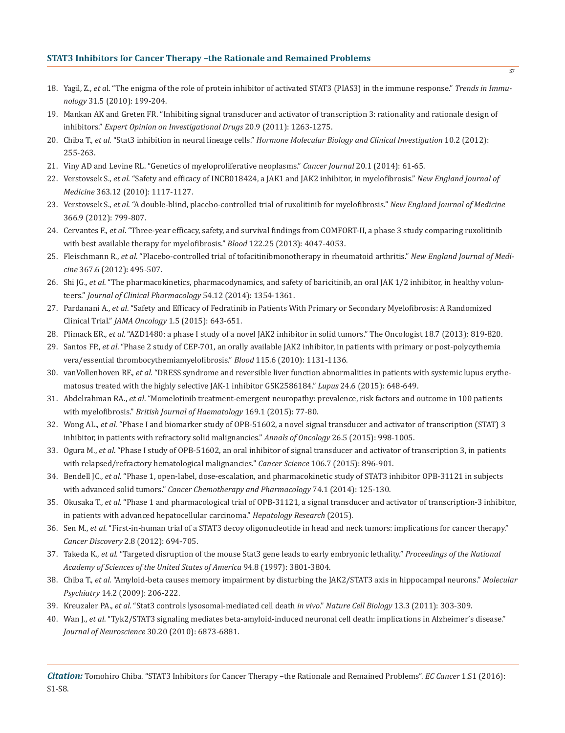18. Yagil, Z., *et a*l. "The enigma of the role of protein inhibitor of activated STAT3 (PIAS3) in the immune response." *Trends in Immunology* 31.5 (2010): 199-204.
19. Mankan AK and Greten FR. "Inhibiting signal transducer and activator of transcription 3: rationality and rationale design of inhibitors." *Expert Opinion on Investigational Drugs* 20.9 (2011): 1263-1275.
20. Chiba T., *et al*. "Stat3 inhibition in neural lineage cells." *Hormone Molecular Biology and Clinical Investigation* 10.2 (2012): 255-263.
21. Viny AD and Levine RL. "Genetics of myeloproliferative neoplasms." *Cancer Journal* 20.1 (2014): 61-65.
22. Verstovsek S., *et al*. "Safety and efficacy of INCB018424, a JAK1 and JAK2 inhibitor, in myelofibrosis." *New England Journal of Medicine* 363.12 (2010): 1117-1127.
23. Verstovsek S., *et al*. "A double-blind, placebo-controlled trial of ruxolitinib for myelofibrosis." *New England Journal of Medicine* 366.9 (2012): 799-807.
24. Cervantes F., *et al*. "Three-year efficacy, safety, and survival findings from COMFORT-II, a phase 3 study comparing ruxolitinib with best available therapy for myelofibrosis." *Blood* 122.25 (2013): 4047-4053.
25. Fleischmann R., *et al*. "Placebo-controlled trial of tofacitinibmonotherapy in rheumatoid arthritis." *New England Journal of Medicine* 367.6 (2012): 495-507.
26. Shi JG., *et al*. "The pharmacokinetics, pharmacodynamics, and safety of baricitinib, an oral JAK 1/2 inhibitor, in healthy volunteers." *Journal of Clinical Pharmacology* 54.12 (2014): 1354-1361.
27. Pardanani A., *et al*. "Safety and Efficacy of Fedratinib in Patients With Primary or Secondary Myelofibrosis: A Randomized Clinical Trial." *JAMA Oncology* 1.5 (2015): 643-651.
28. Plimack ER., *et al*. "AZD1480: a phase I study of a novel JAK2 inhibitor in solid tumors." The Oncologist 18.7 (2013): 819-820.
29. Santos FP., *et al*. "Phase 2 study of CEP-701, an orally available JAK2 inhibitor, in patients with primary or post-polycythemia vera/essential thrombocythemiamyelofibrosis." *Blood* 115.6 (2010): 1131-1136.
30. vanVollenhoven RF., *et al*. "DRESS syndrome and reversible liver function abnormalities in patients with systemic lupus erythematosus treated with the highly selective JAK-1 inhibitor GSK2586184." *Lupus* 24.6 (2015): 648-649.
31. Abdelrahman RA., *et al*. "Momelotinib treatment-emergent neuropathy: prevalence, risk factors and outcome in 100 patients with myelofibrosis." *British Journal of Haematology* 169.1 (2015): 77-80.
32. Wong AL., *et al*. "Phase I and biomarker study of OPB-51602, a novel signal transducer and activator of transcription (STAT) 3 inhibitor, in patients with refractory solid malignancies." *Annals of Oncology* 26.5 (2015): 998-1005.
33. Ogura M., *et al*. "Phase I study of OPB-51602, an oral inhibitor of signal transducer and activator of transcription 3, in patients with relapsed/refractory hematological malignancies." *Cancer Science* 106.7 (2015): 896-901.
34. Bendell JC., *et al*. "Phase 1, open-label, dose-escalation, and pharmacokinetic study of STAT3 inhibitor OPB-31121 in subjects with advanced solid tumors." *Cancer Chemotherapy and Pharmacology* 74.1 (2014): 125-130.
35. Okusaka T., *et al*. "Phase 1 and pharmacological trial of OPB-31121, a signal transducer and activator of transcription-3 inhibitor, in patients with advanced hepatocellular carcinoma." *Hepatology Research* (2015).
36. Sen M., *et al*. "First-in-human trial of a STAT3 decoy oligonucleotide in head and neck tumors: implications for cancer therapy." *Cancer Discovery* 2.8 (2012): 694-705.
37. Takeda K., *et al*. "Targeted disruption of the mouse Stat3 gene leads to early embryonic lethality." *Proceedings of the National Academy of Sciences of the United States of America* 94.8 (1997): 3801-3804.
38. Chiba T., *et al*. "Amyloid-beta causes memory impairment by disturbing the JAK2/STAT3 axis in hippocampal neurons." *Molecular Psychiatry* 14.2 (2009): 206-222.
39. Kreuzaler PA., *et al*. "Stat3 controls lysosomal-mediated cell death *in vivo*." *Nature Cell Biology* 13.3 (2011): 303-309.
40. Wan J., *et al*. "Tyk2/STAT3 signaling mediates beta-amyloid-induced neuronal cell death: implications in Alzheimer's disease." *Journal of Neuroscience* 30.20 (2010): 6873-6881.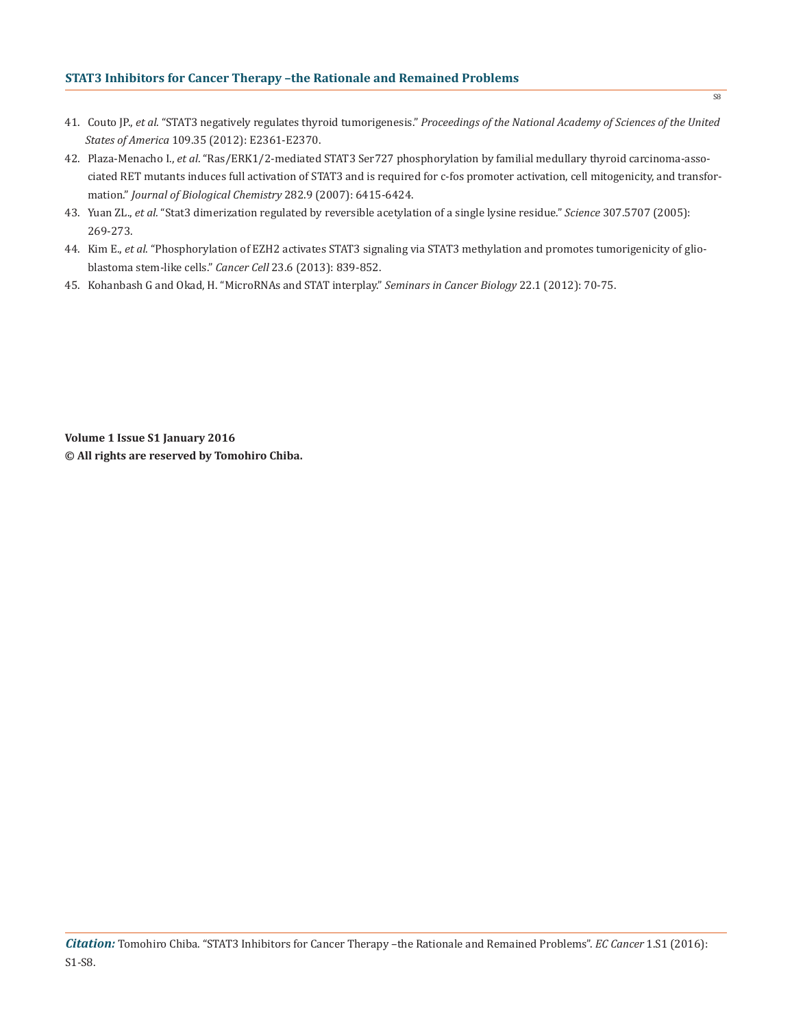41. Couto JP., *et al*. "STAT3 negatively regulates thyroid tumorigenesis." *Proceedings of the National Academy of Sciences of the United States of America* 109.35 (2012): E2361-E2370.
42. Plaza-Menacho I., *et al*. "Ras/ERK1/2-mediated STAT3 Ser727 phosphorylation by familial medullary thyroid carcinoma-associated RET mutants induces full activation of STAT3 and is required for c-fos promoter activation, cell mitogenicity, and transformation." *Journal of Biological Chemistry* 282.9 (2007): 6415-6424.
43. Yuan ZL., *et al*. "Stat3 dimerization regulated by reversible acetylation of a single lysine residue." *Science* 307.5707 (2005): 269-273.
44. Kim E., *et al*. "Phosphorylation of EZH2 activates STAT3 signaling via STAT3 methylation and promotes tumorigenicity of glioblastoma stem-like cells." *Cancer Cell* 23.6 (2013): 839-852.
45. Kohanbash G and Okad, H. "MicroRNAs and STAT interplay." *Seminars in Cancer Biology* 22.1 (2012): 70-75.

**Volume 1 Issue S1 January 2016**
**© All rights are reserved by Tomohiro Chiba.**